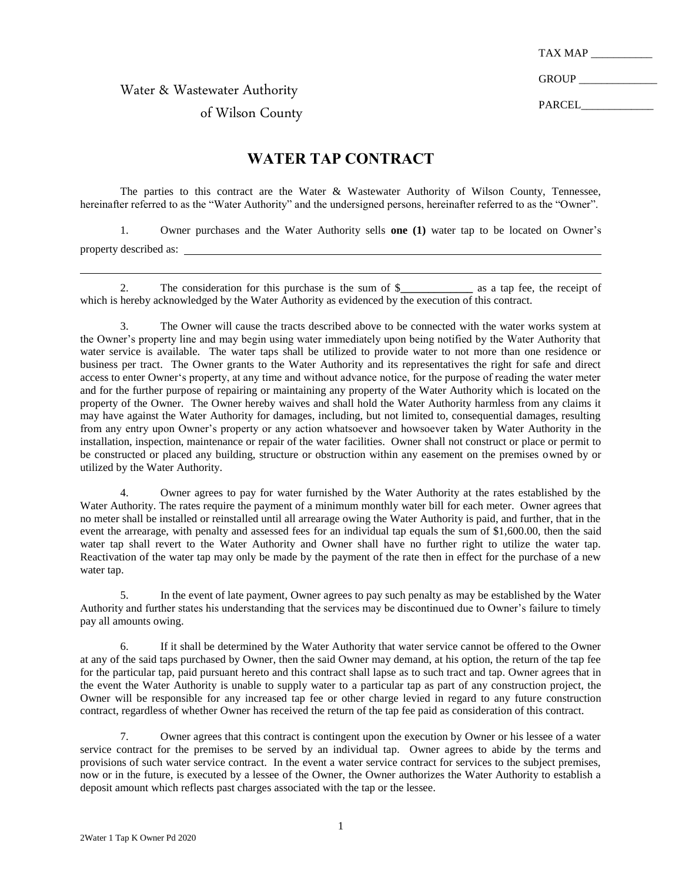TAX MAP ___________

GROUP ______________

PARCEL_____________

Water & Wastewater Authority
of Wilson County

# WATER TAP CONTRACT

The parties to this contract are the Water & Wastewater Authority of Wilson County, Tennessee, hereinafter referred to as the "Water Authority" and the undersigned persons, hereinafter referred to as the "Owner".

1. Owner purchases and the Water Authority sells **one (1)** water tap to be located on Owner's property described as: ______________________________________________________________________________

______________________________________________________________________________

2. The consideration for this purchase is the sum of $_____________ as a tap fee, the receipt of which is hereby acknowledged by the Water Authority as evidenced by the execution of this contract.

3. The Owner will cause the tracts described above to be connected with the water works system at the Owner's property line and may begin using water immediately upon being notified by the Water Authority that water service is available. The water taps shall be utilized to provide water to not more than one residence or business per tract. The Owner grants to the Water Authority and its representatives the right for safe and direct access to enter Owner's property, at any time and without advance notice, for the purpose of reading the water meter and for the further purpose of repairing or maintaining any property of the Water Authority which is located on the property of the Owner. The Owner hereby waives and shall hold the Water Authority harmless from any claims it may have against the Water Authority for damages, including, but not limited to, consequential damages, resulting from any entry upon Owner's property or any action whatsoever and howsoever taken by Water Authority in the installation, inspection, maintenance or repair of the water facilities. Owner shall not construct or place or permit to be constructed or placed any building, structure or obstruction within any easement on the premises owned by or utilized by the Water Authority.

4. Owner agrees to pay for water furnished by the Water Authority at the rates established by the Water Authority. The rates require the payment of a minimum monthly water bill for each meter. Owner agrees that no meter shall be installed or reinstalled until all arrearage owing the Water Authority is paid, and further, that in the event the arrearage, with penalty and assessed fees for an individual tap equals the sum of $1,600.00, then the said water tap shall revert to the Water Authority and Owner shall have no further right to utilize the water tap. Reactivation of the water tap may only be made by the payment of the rate then in effect for the purchase of a new water tap.

5. In the event of late payment, Owner agrees to pay such penalty as may be established by the Water Authority and further states his understanding that the services may be discontinued due to Owner's failure to timely pay all amounts owing.

6. If it shall be determined by the Water Authority that water service cannot be offered to the Owner at any of the said taps purchased by Owner, then the said Owner may demand, at his option, the return of the tap fee for the particular tap, paid pursuant hereto and this contract shall lapse as to such tract and tap. Owner agrees that in the event the Water Authority is unable to supply water to a particular tap as part of any construction project, the Owner will be responsible for any increased tap fee or other charge levied in regard to any future construction contract, regardless of whether Owner has received the return of the tap fee paid as consideration of this contract.

7. Owner agrees that this contract is contingent upon the execution by Owner or his lessee of a water service contract for the premises to be served by an individual tap. Owner agrees to abide by the terms and provisions of such water service contract. In the event a water service contract for services to the subject premises, now or in the future, is executed by a lessee of the Owner, the Owner authorizes the Water Authority to establish a deposit amount which reflects past charges associated with the tap or the lessee.

2Water 1 Tap K Owner Pd 2020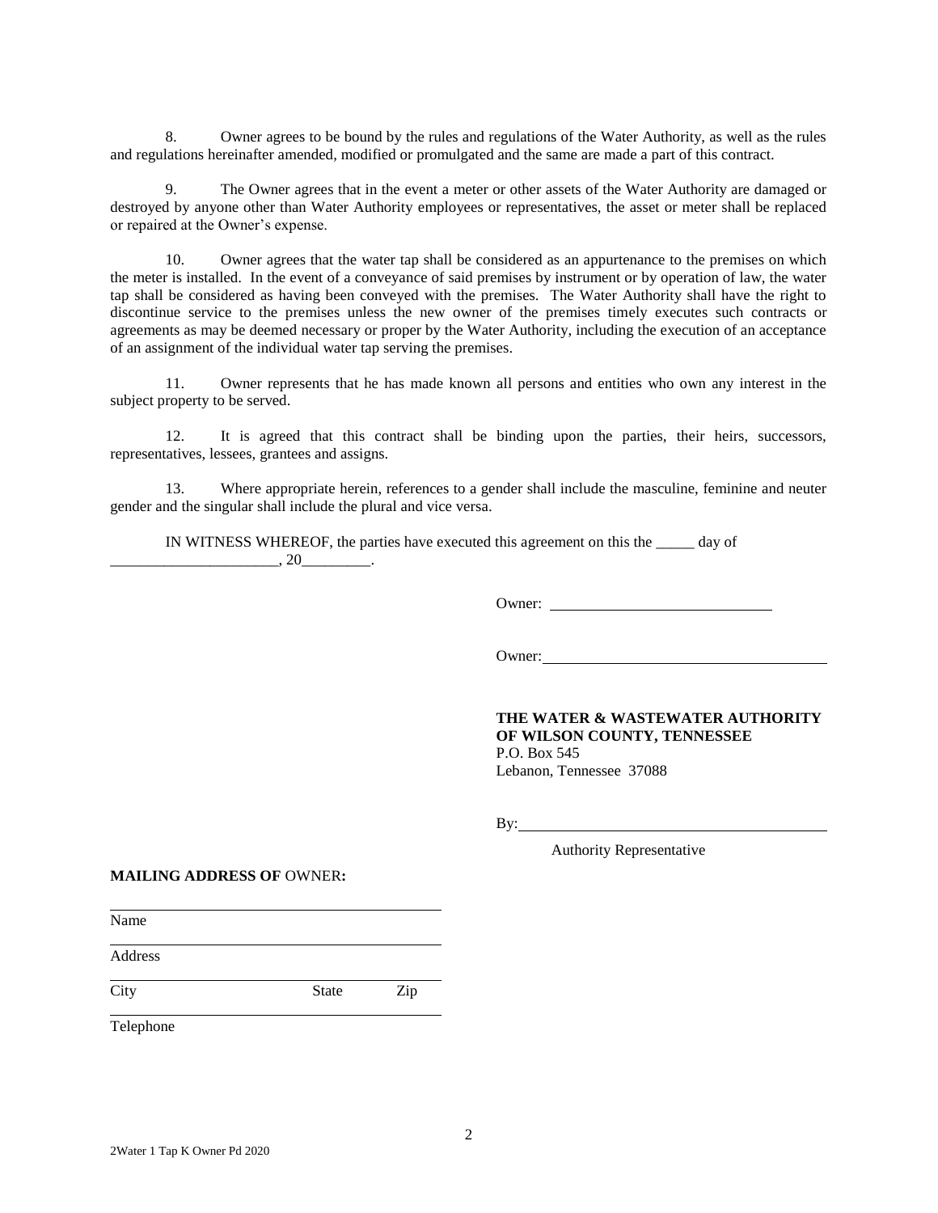8. Owner agrees to be bound by the rules and regulations of the Water Authority, as well as the rules and regulations hereinafter amended, modified or promulgated and the same are made a part of this contract.

9. The Owner agrees that in the event a meter or other assets of the Water Authority are damaged or destroyed by anyone other than Water Authority employees or representatives, the asset or meter shall be replaced or repaired at the Owner's expense.

10. Owner agrees that the water tap shall be considered as an appurtenance to the premises on which the meter is installed. In the event of a conveyance of said premises by instrument or by operation of law, the water tap shall be considered as having been conveyed with the premises. The Water Authority shall have the right to discontinue service to the premises unless the new owner of the premises timely executes such contracts or agreements as may be deemed necessary or proper by the Water Authority, including the execution of an acceptance of an assignment of the individual water tap serving the premises.

11. Owner represents that he has made known all persons and entities who own any interest in the subject property to be served.

12. It is agreed that this contract shall be binding upon the parties, their heirs, successors, representatives, lessees, grantees and assigns.

13. Where appropriate herein, references to a gender shall include the masculine, feminine and neuter gender and the singular shall include the plural and vice versa.

IN WITNESS WHEREOF, the parties have executed this agreement on this the _____ day of ______________________, 20_________.

Owner: ______________________________

Owner: ______________________________

**THE WATER & WASTEWATER AUTHORITY OF WILSON COUNTY, TENNESSEE**
P.O. Box 545
Lebanon, Tennessee 37088

By: ______________________________
Authority Representative

**MAILING ADDRESS OF** OWNER**:**

______________________________
Name

______________________________
Address

______________________________
City State Zip

______________________________
Telephone

2Water 1 Tap K Owner Pd 2020